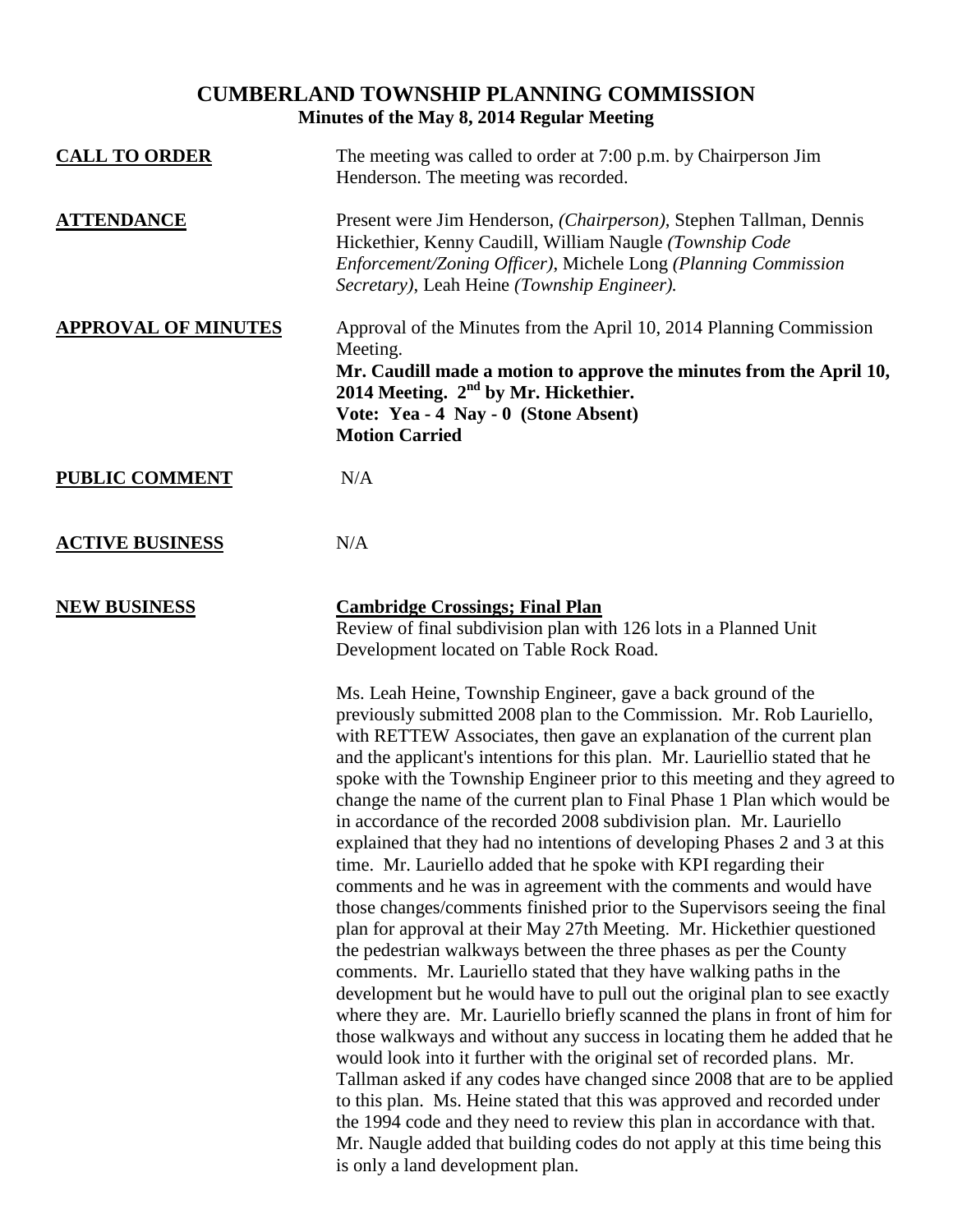# CUMBERLAND TOWNSHIP PLANNING COMMISSION

**Minutes of the May 8, 2014 Regular Meeting**

**CALL TO ORDER**

The meeting was called to order at 7:00 p.m. by Chairperson Jim Henderson. The meeting was recorded.

**ATTENDANCE**

Present were Jim Henderson, *(Chairperson)*, Stephen Tallman, Dennis Hickethier, Kenny Caudill, William Naugle *(Township Code Enforcement/Zoning Officer)*, Michele Long *(Planning Commission Secretary)*, Leah Heine *(Township Engineer).*

**APPROVAL OF MINUTES**

Approval of the Minutes from the April 10, 2014 Planning Commission Meeting.

**Mr. Caudill made a motion to approve the minutes from the April 10, 2014 Meeting. 2nd by Mr. Hickethier.**
**Vote: Yea - 4 Nay - 0 (Stone Absent)**
**Motion Carried**

**PUBLIC COMMENT**

N/A

**ACTIVE BUSINESS**

N/A

**NEW BUSINESS**

**Cambridge Crossings; Final Plan**

Review of final subdivision plan with 126 lots in a Planned Unit Development located on Table Rock Road.

Ms. Leah Heine, Township Engineer, gave a back ground of the previously submitted 2008 plan to the Commission. Mr. Rob Lauriello, with RETTEW Associates, then gave an explanation of the current plan and the applicant's intentions for this plan. Mr. Lauriellio stated that he spoke with the Township Engineer prior to this meeting and they agreed to change the name of the current plan to Final Phase 1 Plan which would be in accordance of the recorded 2008 subdivision plan. Mr. Lauriello explained that they had no intentions of developing Phases 2 and 3 at this time. Mr. Lauriello added that he spoke with KPI regarding their comments and he was in agreement with the comments and would have those changes/comments finished prior to the Supervisors seeing the final plan for approval at their May 27th Meeting. Mr. Hickethier questioned the pedestrian walkways between the three phases as per the County comments. Mr. Lauriello stated that they have walking paths in the development but he would have to pull out the original plan to see exactly where they are. Mr. Lauriello briefly scanned the plans in front of him for those walkways and without any success in locating them he added that he would look into it further with the original set of recorded plans. Mr. Tallman asked if any codes have changed since 2008 that are to be applied to this plan. Ms. Heine stated that this was approved and recorded under the 1994 code and they need to review this plan in accordance with that. Mr. Naugle added that building codes do not apply at this time being this is only a land development plan.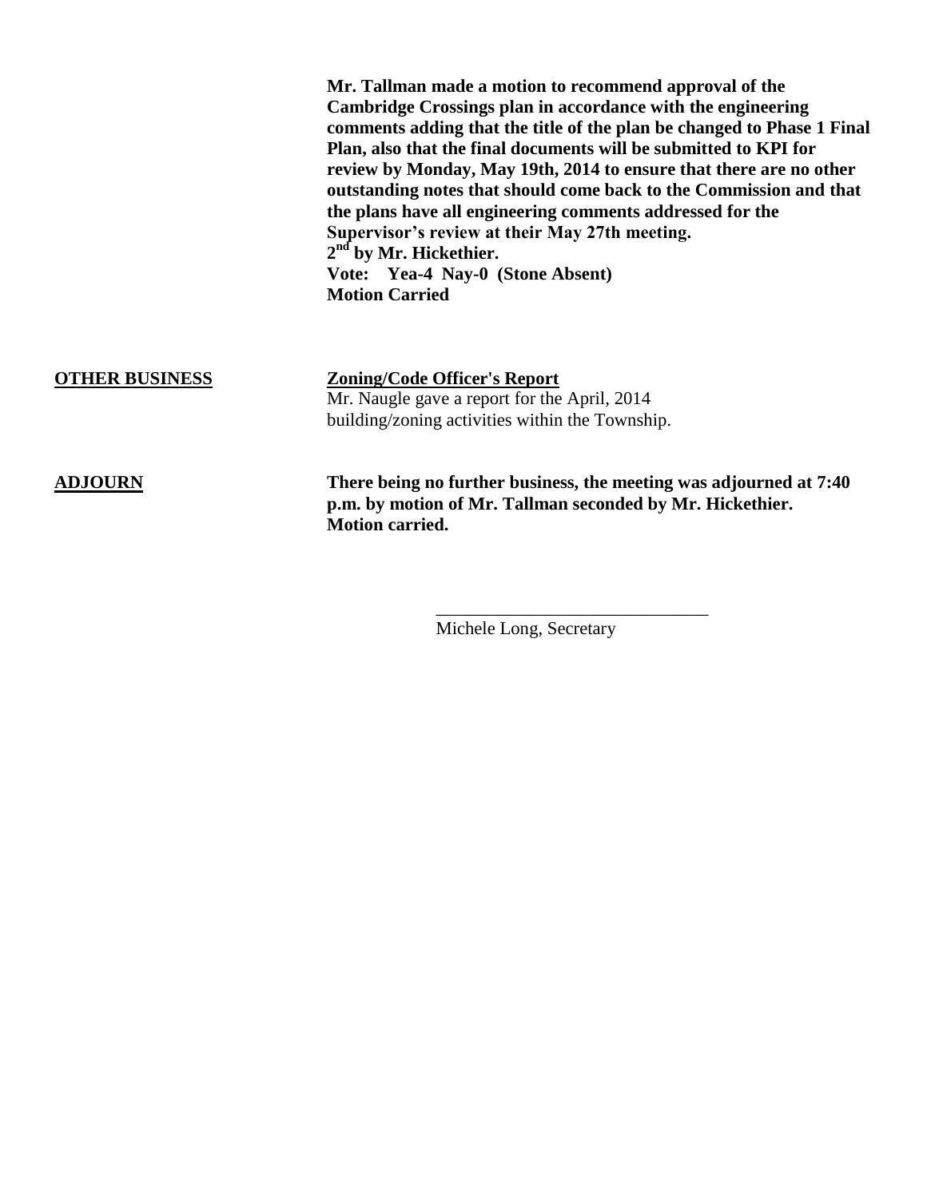**Mr. Tallman made a motion to recommend approval of the Cambridge Crossings plan in accordance with the engineering comments adding that the title of the plan be changed to Phase 1 Final Plan, also that the final documents will be submitted to KPI for review by Monday, May 19th, 2014 to ensure that there are no other outstanding notes that should come back to the Commission and that the plans have all engineering comments addressed for the Supervisor's review at their May 27th meeting.**
**2nd by Mr. Hickethier.**
**Vote: Yea-4 Nay-0 (Stone Absent)**
**Motion Carried**

**OTHER BUSINESS**

**Zoning/Code Officer's Report**

Mr. Naugle gave a report for the April, 2014 building/zoning activities within the Township.

**ADJOURN**

**There being no further business, the meeting was adjourned at 7:40 p.m. by motion of Mr. Tallman seconded by Mr. Hickethier. Motion carried.**

\_\_\_\_\_\_\_\_\_\_\_\_\_\_\_\_\_\_\_\_\_\_\_\_\_\_\_\_\_\_

Michele Long, Secretary